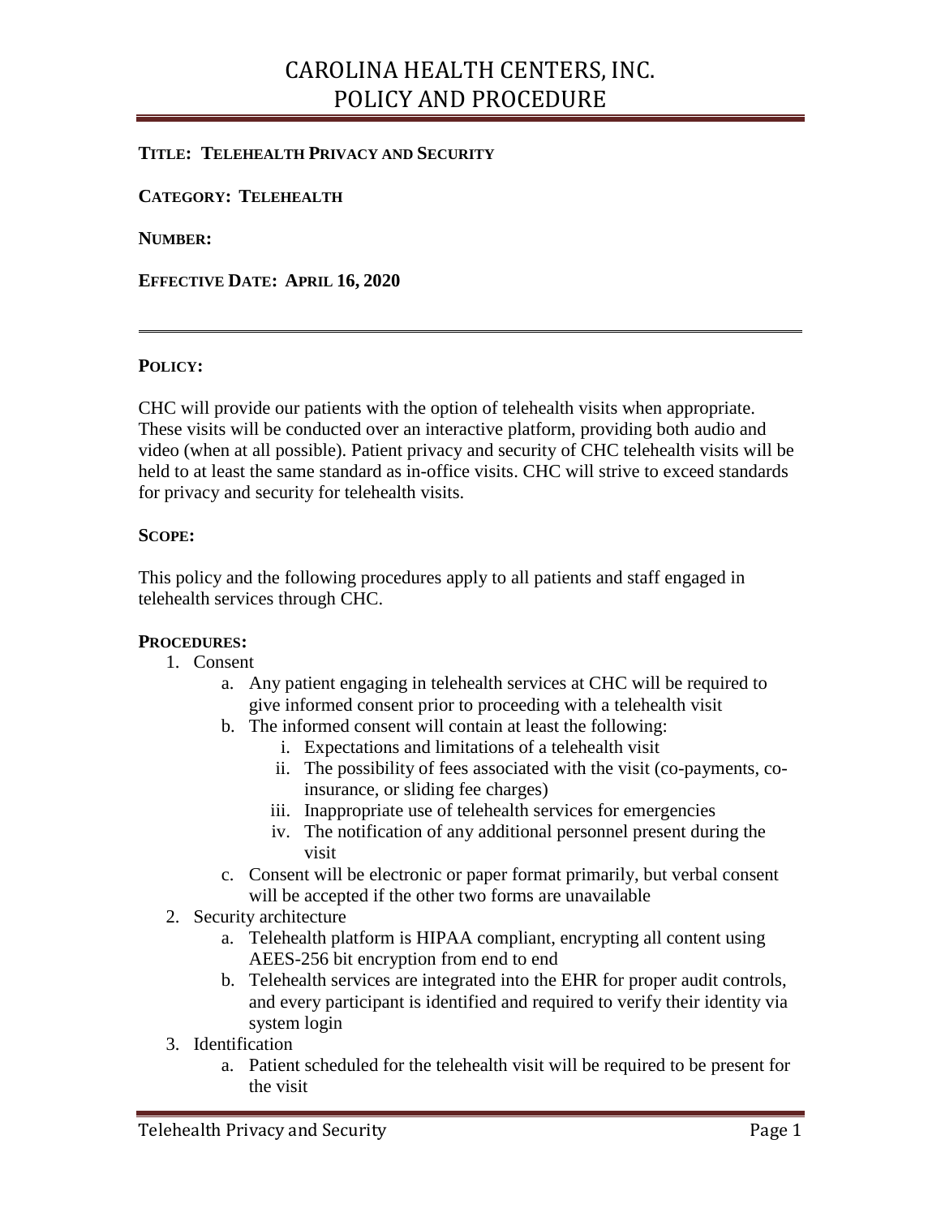# CAROLINA HEALTH CENTERS, INC.
# POLICY AND PROCEDURE

**TITLE: TELEHEALTH PRIVACY AND SECURITY**

**CATEGORY: TELEHEALTH**

**NUMBER:**

**EFFECTIVE DATE: APRIL 16, 2020**

---

**POLICY:**

CHC will provide our patients with the option of telehealth visits when appropriate. These visits will be conducted over an interactive platform, providing both audio and video (when at all possible). Patient privacy and security of CHC telehealth visits will be held to at least the same standard as in-office visits. CHC will strive to exceed standards for privacy and security for telehealth visits.

**SCOPE:**

This policy and the following procedures apply to all patients and staff engaged in telehealth services through CHC.

**PROCEDURES:**

1. Consent
    a. Any patient engaging in telehealth services at CHC will be required to give informed consent prior to proceeding with a telehealth visit
    b. The informed consent will contain at least the following:
        i. Expectations and limitations of a telehealth visit
        ii. The possibility of fees associated with the visit (co-payments, co-insurance, or sliding fee charges)
        iii. Inappropriate use of telehealth services for emergencies
        iv. The notification of any additional personnel present during the visit
    c. Consent will be electronic or paper format primarily, but verbal consent will be accepted if the other two forms are unavailable
2. Security architecture
    a. Telehealth platform is HIPAA compliant, encrypting all content using AEES-256 bit encryption from end to end
    b. Telehealth services are integrated into the EHR for proper audit controls, and every participant is identified and required to verify their identity via system login
3. Identification
    a. Patient scheduled for the telehealth visit will be required to be present for the visit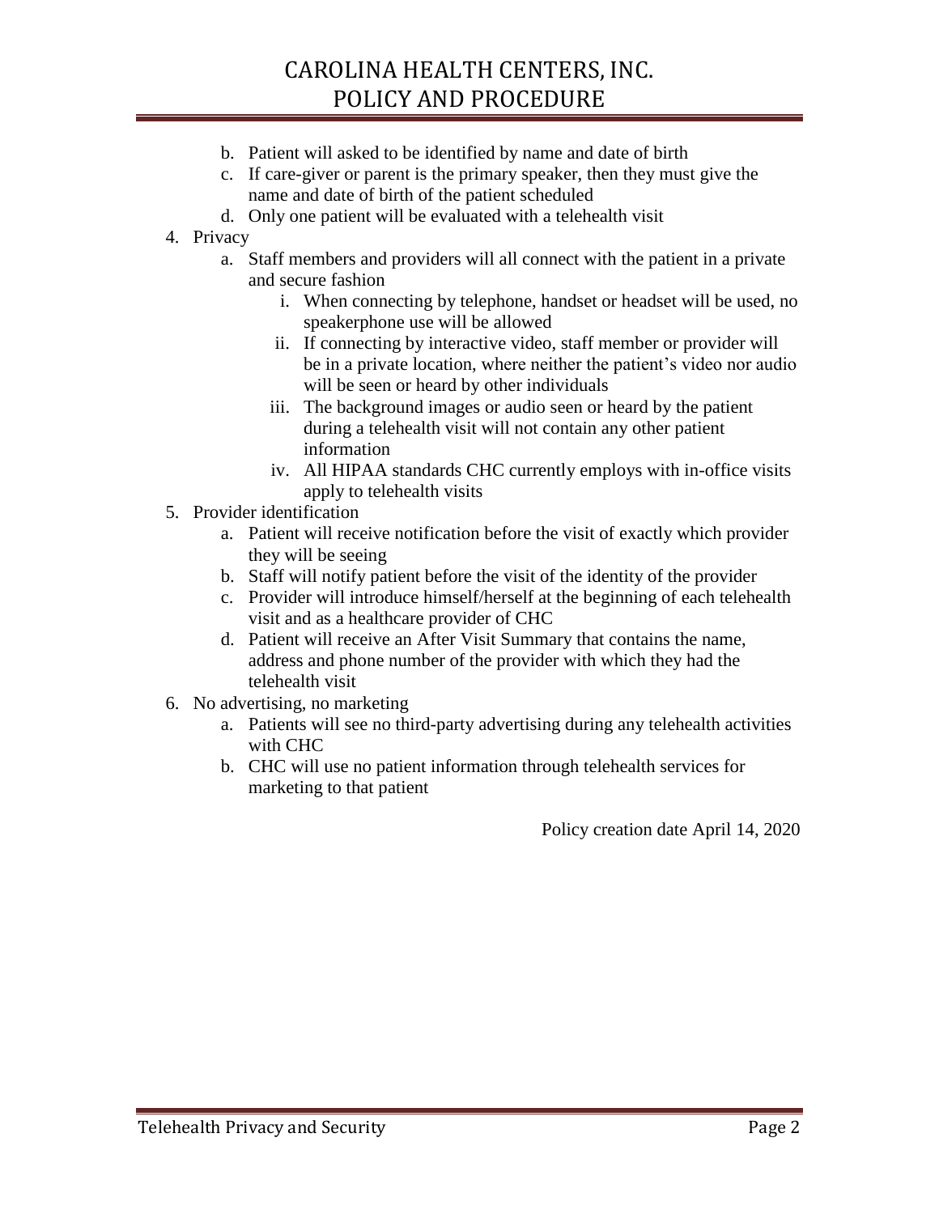b. Patient will asked to be identified by name and date of birth
c. If care-giver or parent is the primary speaker, then they must give the name and date of birth of the patient scheduled
d. Only one patient will be evaluated with a telehealth visit

4. Privacy
    a. Staff members and providers will all connect with the patient in a private and secure fashion
        i. When connecting by telephone, handset or headset will be used, no speakerphone use will be allowed
        ii. If connecting by interactive video, staff member or provider will be in a private location, where neither the patient's video nor audio will be seen or heard by other individuals
        iii. The background images or audio seen or heard by the patient during a telehealth visit will not contain any other patient information
        iv. All HIPAA standards CHC currently employs with in-office visits apply to telehealth visits
5. Provider identification
    a. Patient will receive notification before the visit of exactly which provider they will be seeing
    b. Staff will notify patient before the visit of the identity of the provider
    c. Provider will introduce himself/herself at the beginning of each telehealth visit and as a healthcare provider of CHC
    d. Patient will receive an After Visit Summary that contains the name, address and phone number of the provider with which they had the telehealth visit
6. No advertising, no marketing
    a. Patients will see no third-party advertising during any telehealth activities with CHC
    b. CHC will use no patient information through telehealth services for marketing to that patient

Policy creation date April 14, 2020